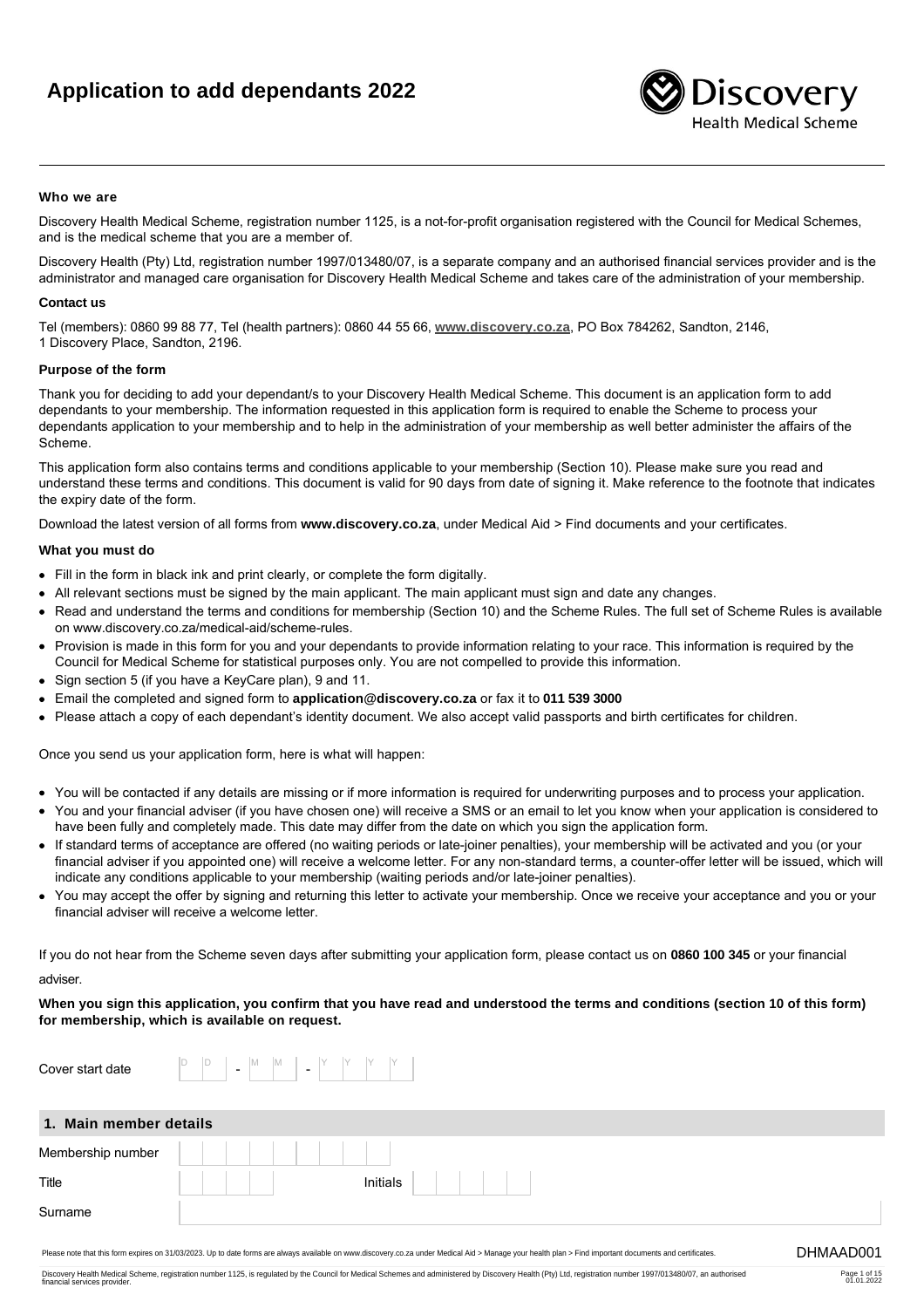# Application to add dependants 2022

**Who we are**

Discovery Health Medical Scheme, registration number 1125, is a not-for-profit organisation registered with the Council for Medical Schemes, and is the medical scheme that you are a member of.

Discovery Health (Pty) Ltd, registration number 1997/013480/07, is a separate company and an authorised financial services provider and is the administrator and managed care organisation for Discovery Health Medical Scheme and takes care of the administration of your membership.

**Contact us**

Tel (members): 0860 99 88 77, Tel (health partners): 0860 44 55 66, **www.discovery.co.za**, PO Box 784262, Sandton, 2146, 1 Discovery Place, Sandton, 2196.

**Purpose of the form**

Thank you for deciding to add your dependant/s to your Discovery Health Medical Scheme. This document is an application form to add dependants to your membership. The information requested in this application form is required to enable the Scheme to process your dependants application to your membership and to help in the administration of your membership as well better administer the affairs of the Scheme.

This application form also contains terms and conditions applicable to your membership (Section 10). Please make sure you read and understand these terms and conditions. This document is valid for 90 days from date of signing it. Make reference to the footnote that indicates the expiry date of the form.

Download the latest version of all forms from **www.discovery.co.za**, under Medical Aid > Find documents and your certificates.

**What you must do**

- Fill in the form in black ink and print clearly, or complete the form digitally.
- All relevant sections must be signed by the main applicant. The main applicant must sign and date any changes.
- Read and understand the terms and conditions for membership (Section 10) and the Scheme Rules. The full set of Scheme Rules is available on www.discovery.co.za/medical-aid/scheme-rules.
- Provision is made in this form for you and your dependants to provide information relating to your race. This information is required by the Council for Medical Scheme for statistical purposes only. You are not compelled to provide this information.
- Sign section 5 (if you have a KeyCare plan), 9 and 11.
- Email the completed and signed form to **application@discovery.co.za** or fax it to **011 539 3000**
- Please attach a copy of each dependant's identity document. We also accept valid passports and birth certificates for children.

Once you send us your application form, here is what will happen:

- You will be contacted if any details are missing or if more information is required for underwriting purposes and to process your application.
- You and your financial adviser (if you have chosen one) will receive a SMS or an email to let you know when your application is considered to have been fully and completely made. This date may differ from the date on which you sign the application form.
- If standard terms of acceptance are offered (no waiting periods or late-joiner penalties), your membership will be activated and you (or your financial adviser if you appointed one) will receive a welcome letter. For any non-standard terms, a counter-offer letter will be issued, which will indicate any conditions applicable to your membership (waiting periods and/or late-joiner penalties).
- You may accept the offer by signing and returning this letter to activate your membership. Once we receive your acceptance and you or your financial adviser will receive a welcome letter.

If you do not hear from the Scheme seven days after submitting your application form, please contact us on **0860 100 345** or your financial adviser.

**When you sign this application, you confirm that you have read and understood the terms and conditions (section 10 of this form) for membership, which is available on request.**

Cover start date: D D - M M - Y Y Y Y

## 1. Main member details

| | | | |
|---|---|---|---|
| Membership number | | | |
| Title | | Initials | |
| Surname | | | |

Please note that this form expires on 31/03/2023. Up to date forms are always available on www.discovery.co.za under Medical Aid > Manage your health plan > Find important documents and certificates.

DHMAAD001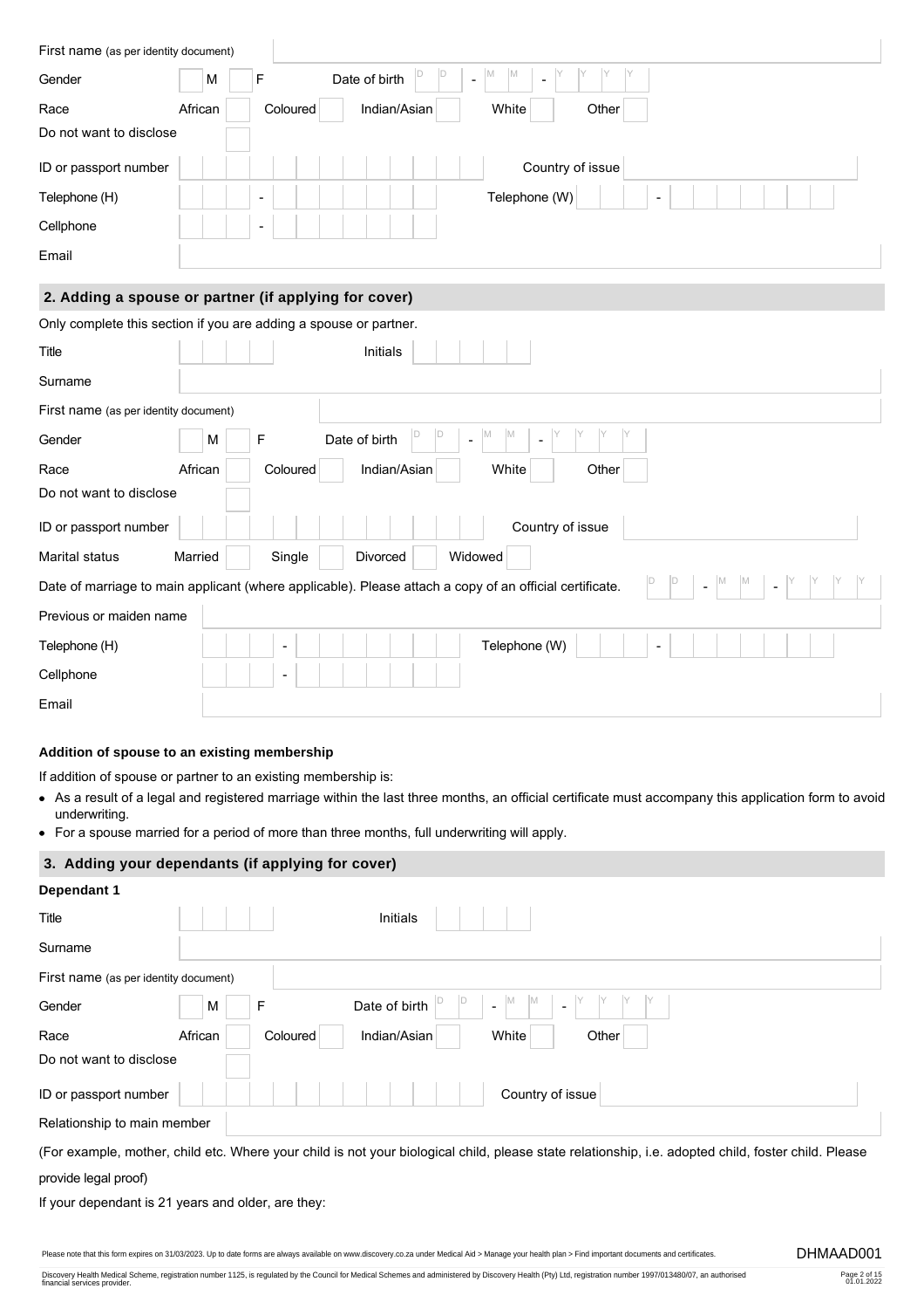First name (as per identity document)

Gender M F Date of birth DD - MM - YYYY

Race African Coloured Indian/Asian White Other

Do not want to disclose

ID or passport number Country of issue

Telephone (H) - Telephone (W) -

Cellphone -

Email

## 2. Adding a spouse or partner (if applying for cover)

Only complete this section if you are adding a spouse or partner.

Title Initials

Surname

First name (as per identity document)

Gender M F Date of birth DD - MM - YYYY

Race African Coloured Indian/Asian White Other

Do not want to disclose

ID or passport number Country of issue

Marital status Married Single Divorced Widowed

Date of marriage to main applicant (where applicable). Please attach a copy of an official certificate. DD - MM - YYYY

Previous or maiden name

Telephone (H) - Telephone (W) -

Cellphone -

Email

**Addition of spouse to an existing membership**

If addition of spouse or partner to an existing membership is:

- As a result of a legal and registered marriage within the last three months, an official certificate must accompany this application form to avoid underwriting.
- For a spouse married for a period of more than three months, full underwriting will apply.

## 3. Adding your dependants (if applying for cover)

**Dependant 1**

Title Initials

Surname

First name (as per identity document)

Gender M F Date of birth DD - MM - YYYY

Race African Coloured Indian/Asian White Other

Do not want to disclose

ID or passport number Country of issue

Relationship to main member

(For example, mother, child etc. Where your child is not your biological child, please state relationship, i.e. adopted child, foster child. Please provide legal proof)

If your dependant is 21 years and older, are they:

Please note that this form expires on 31/03/2023. Up to date forms are always available on www.discovery.co.za under Medical Aid > Manage your health plan > Find important documents and certificates.

DHMAAD001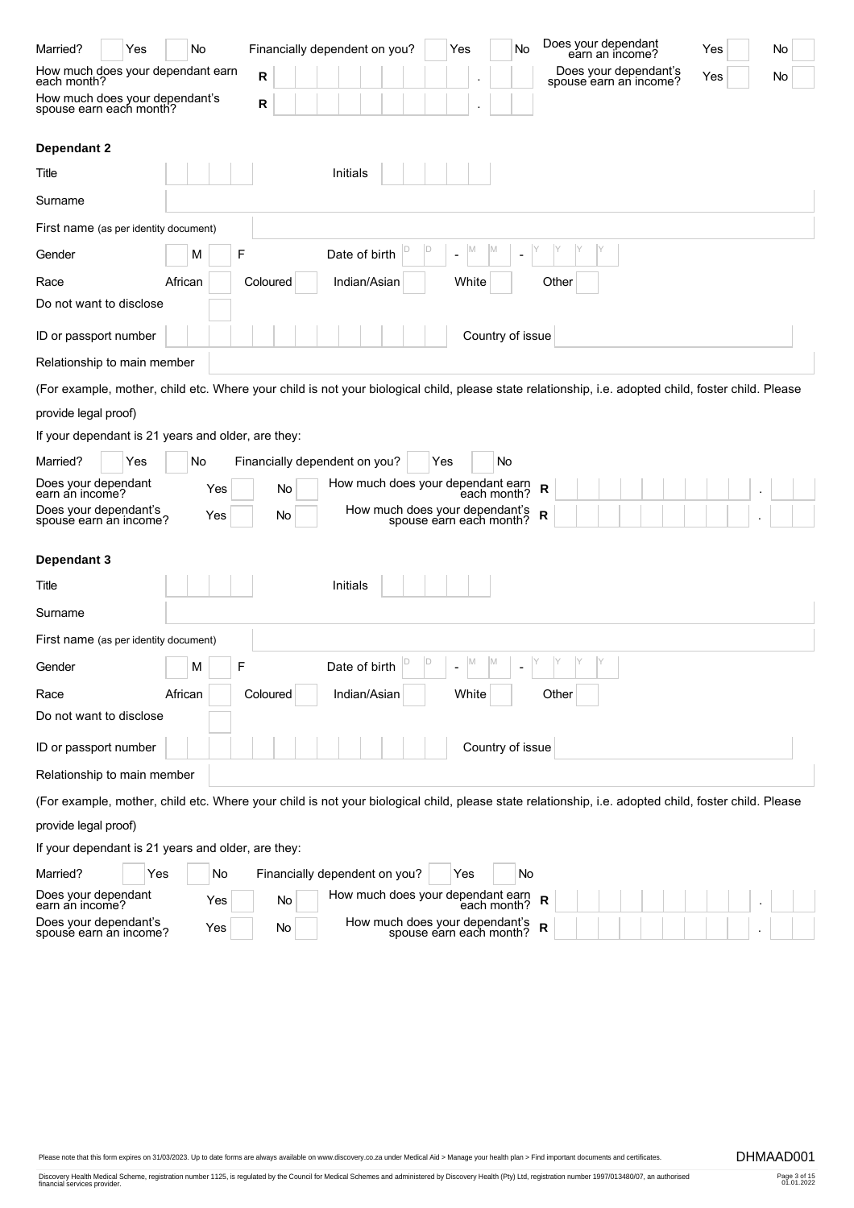Married? Yes ☐ No ☐ Financially dependent on you? Yes ☐ No ☐ Does your dependant earn an income? Yes ☐ No ☐

How much does your dependant earn each month? R ____________ . ____

Does your dependant's spouse earn an income? Yes ☐ No ☐

How much does your dependant's spouse earn each month? R ____________ . ____

**Dependant 2**

Title ____________ Initials ____________

Surname ____________________________________________

First name (as per identity document) ____________________________________________

Gender M ☐ F ☐ Date of birth D D - M M - Y Y Y Y

Race African ☐ Coloured ☐ Indian/Asian ☐ White ☐ Other ☐

Do not want to disclose ☐

ID or passport number ____________ Country of issue ____________

Relationship to main member ____________________________________________

(For example, mother, child etc. Where your child is not your biological child, please state relationship, i.e. adopted child, foster child. Please provide legal proof)

If your dependant is 21 years and older, are they:

Married? Yes ☐ No ☐ Financially dependent on you? Yes ☐ No ☐

Does your dependant earn an income? Yes ☐ No ☐ How much does your dependant earn each month? R ____________ . ____

Does your dependant's spouse earn an income? Yes ☐ No ☐ How much does your dependant's spouse earn each month? R ____________ . ____

**Dependant 3**

Title ____________ Initials ____________

Surname ____________________________________________

First name (as per identity document) ____________________________________________

Gender M ☐ F ☐ Date of birth D D - M M - Y Y Y Y

Race African ☐ Coloured ☐ Indian/Asian ☐ White ☐ Other ☐

Do not want to disclose ☐

ID or passport number ____________ Country of issue ____________

Relationship to main member ____________________________________________

(For example, mother, child etc. Where your child is not your biological child, please state relationship, i.e. adopted child, foster child. Please provide legal proof)

If your dependant is 21 years and older, are they:

Married? Yes ☐ No ☐ Financially dependent on you? Yes ☐ No ☐

Does your dependant earn an income? Yes ☐ No ☐ How much does your dependant earn each month? R ____________ . ____

Does your dependant's spouse earn an income? Yes ☐ No ☐ How much does your dependant's spouse earn each month? R ____________ . ____

Please note that this form expires on 31/03/2023. Up to date forms are always available on www.discovery.co.za under Medical Aid > Manage your health plan > Find important documents and certificates.

Discovery Health Medical Scheme, registration number 1125, is regulated by the Council for Medical Schemes and administered by Discovery Health (Pty) Ltd, registration number 1997/013480/07, an authorised financial services provider.

DHMAAD001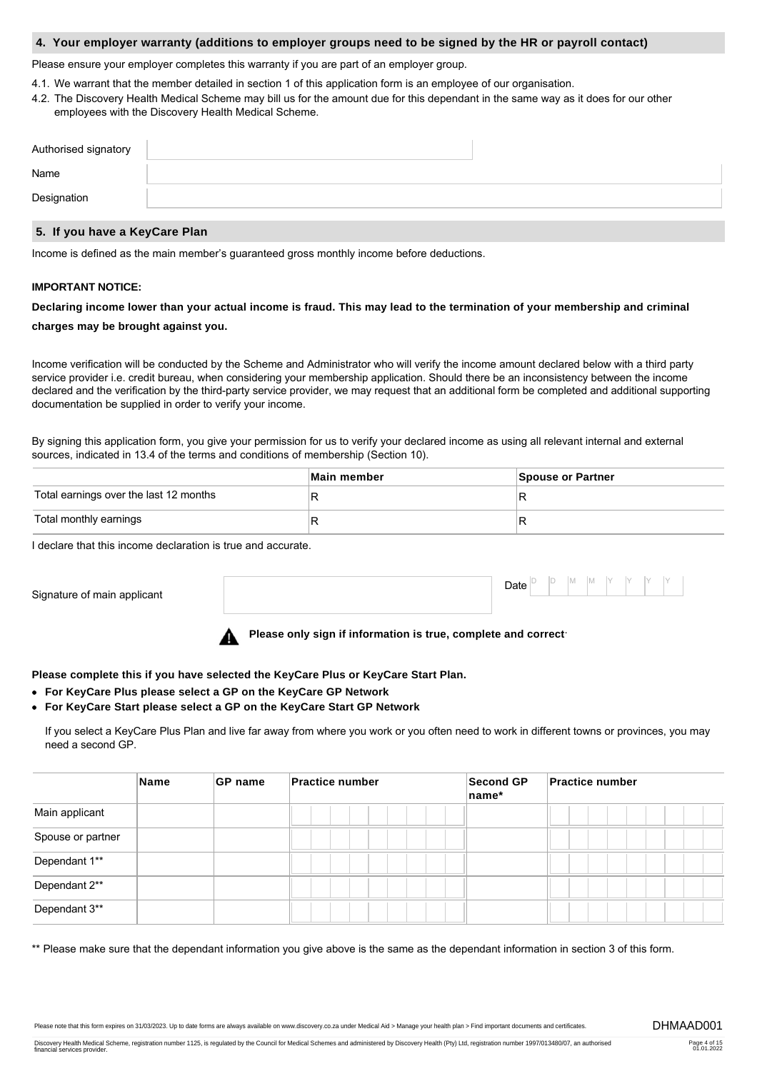## 4. Your employer warranty (additions to employer groups need to be signed by the HR or payroll contact)

Please ensure your employer completes this warranty if you are part of an employer group.

4.1. We warrant that the member detailed in section 1 of this application form is an employee of our organisation.

4.2. The Discovery Health Medical Scheme may bill us for the amount due for this dependant in the same way as it does for our other employees with the Discovery Health Medical Scheme.

| | |
|---|---|
| Authorised signatory | |
| Name | |
| Designation | |

## 5. If you have a KeyCare Plan

Income is defined as the main member's guaranteed gross monthly income before deductions.

**IMPORTANT NOTICE:**

**Declaring income lower than your actual income is fraud. This may lead to the termination of your membership and criminal charges may be brought against you.**

Income verification will be conducted by the Scheme and Administrator who will verify the income amount declared below with a third party service provider i.e. credit bureau, when considering your membership application. Should there be an inconsistency between the income declared and the verification by the third-party service provider, we may request that an additional form be completed and additional supporting documentation be supplied in order to verify your income.

By signing this application form, you give your permission for us to verify your declared income as using all relevant internal and external sources, indicated in 13.4 of the terms and conditions of membership (Section 10).

| | Main member | Spouse or Partner |
|---|---|---|
| Total earnings over the last 12 months | R | R |
| Total monthly earnings | R | R |

I declare that this income declaration is true and accurate.

Signature of main applicant ______________________ Date D D M M Y Y Y Y

**Please only sign if information is true, complete and correct.**

**Please complete this if you have selected the KeyCare Plus or KeyCare Start Plan.**

- **For KeyCare Plus please select a GP on the KeyCare GP Network**
- **For KeyCare Start please select a GP on the KeyCare Start GP Network**

If you select a KeyCare Plus Plan and live far away from where you work or you often need to work in different towns or provinces, you may need a second GP.

| | Name | GP name | Practice number | Second GP name* | Practice number |
|---|---|---|---|---|---|
| Main applicant | | | | | |
| Spouse or partner | | | | | |
| Dependant 1** | | | | | |
| Dependant 2** | | | | | |
| Dependant 3** | | | | | |

** Please make sure that the dependant information you give above is the same as the dependant information in section 3 of this form.

Please note that this form expires on 31/03/2023. Up to date forms are always available on www.discovery.co.za under Medical Aid > Manage your health plan > Find important documents and certificates.

DHMAAD001

Discovery Health Medical Scheme, registration number 1125, is regulated by the Council for Medical Schemes and administered by Discovery Health (Pty) Ltd, registration number 1997/013480/07, an authorised financial services provider.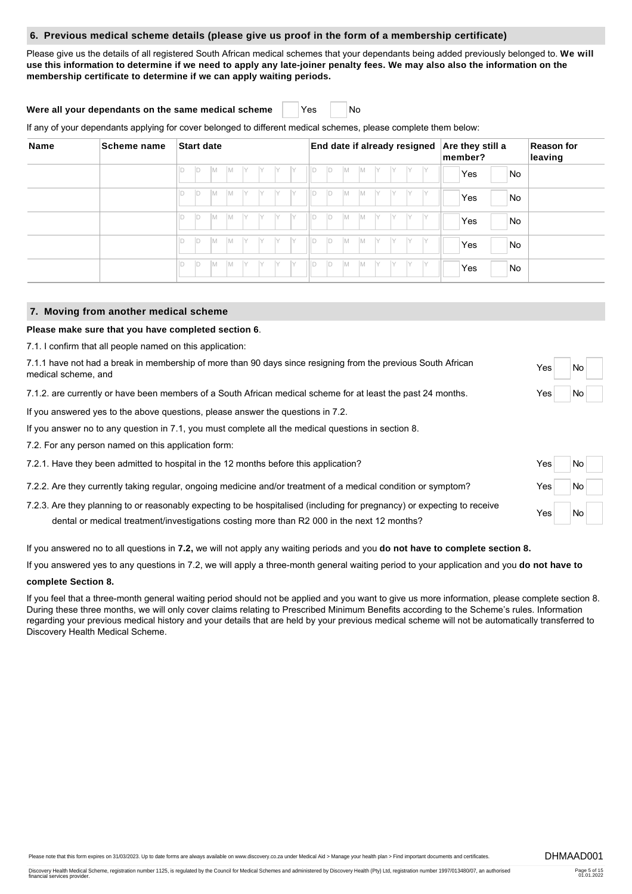## 6. Previous medical scheme details (please give us proof in the form of a membership certificate)

Please give us the details of all registered South African medical schemes that your dependants being added previously belonged to. **We will use this information to determine if we need to apply any late-joiner penalty fees. We may also also the information on the membership certificate to determine if we can apply waiting periods.**

**Were all your dependants on the same medical scheme** ☐ Yes ☐ No

If any of your dependants applying for cover belonged to different medical schemes, please complete them below:

| Name | Scheme name | Start date | End date if already resigned | Are they still a member? | Reason for leaving |
|---|---|---|---|---|---|
| | | D D M M Y Y Y Y | D D M M Y Y Y Y | ☐ Yes ☐ No | |
| | | D D M M Y Y Y Y | D D M M Y Y Y Y | ☐ Yes ☐ No | |
| | | D D M M Y Y Y Y | D D M M Y Y Y Y | ☐ Yes ☐ No | |
| | | D D M M Y Y Y Y | D D M M Y Y Y Y | ☐ Yes ☐ No | |
| | | D D M M Y Y Y Y | D D M M Y Y Y Y | ☐ Yes ☐ No | |

## 7. Moving from another medical scheme

**Please make sure that you have completed section 6**.

7.1. I confirm that all people named on this application:

7.1.1 have not had a break in membership of more than 90 days since resigning from the previous South African medical scheme, and — Yes ☐ No ☐

7.1.2. are currently or have been members of a South African medical scheme for at least the past 24 months. — Yes ☐ No ☐

If you answered yes to the above questions, please answer the questions in 7.2.

If you answer no to any question in 7.1, you must complete all the medical questions in section 8.

7.2. For any person named on this application form:

7.2.1. Have they been admitted to hospital in the 12 months before this application? — Yes ☐ No ☐

7.2.2. Are they currently taking regular, ongoing medicine and/or treatment of a medical condition or symptom? — Yes ☐ No ☐

7.2.3. Are they planning to or reasonably expecting to be hospitalised (including for pregnancy) or expecting to receive dental or medical treatment/investigations costing more than R2 000 in the next 12 months? — Yes ☐ No ☐

If you answered no to all questions in **7.2,** we will not apply any waiting periods and you **do not have to complete section 8.**

If you answered yes to any questions in 7.2, we will apply a three-month general waiting period to your application and you **do not have to complete Section 8.**

If you feel that a three-month general waiting period should not be applied and you want to give us more information, please complete section 8. During these three months, we will only cover claims relating to Prescribed Minimum Benefits according to the Scheme's rules. Information regarding your previous medical history and your details that are held by your previous medical scheme will not be automatically transferred to Discovery Health Medical Scheme.

Please note that this form expires on 31/03/2023. Up to date forms are always available on www.discovery.co.za under Medical Aid > Manage your health plan > Find important documents and certificates.

DHMAAD001

Discovery Health Medical Scheme, registration number 1125, is regulated by the Council for Medical Schemes and administered by Discovery Health (Pty) Ltd, registration number 1997/013480/07, an authorised financial services provider.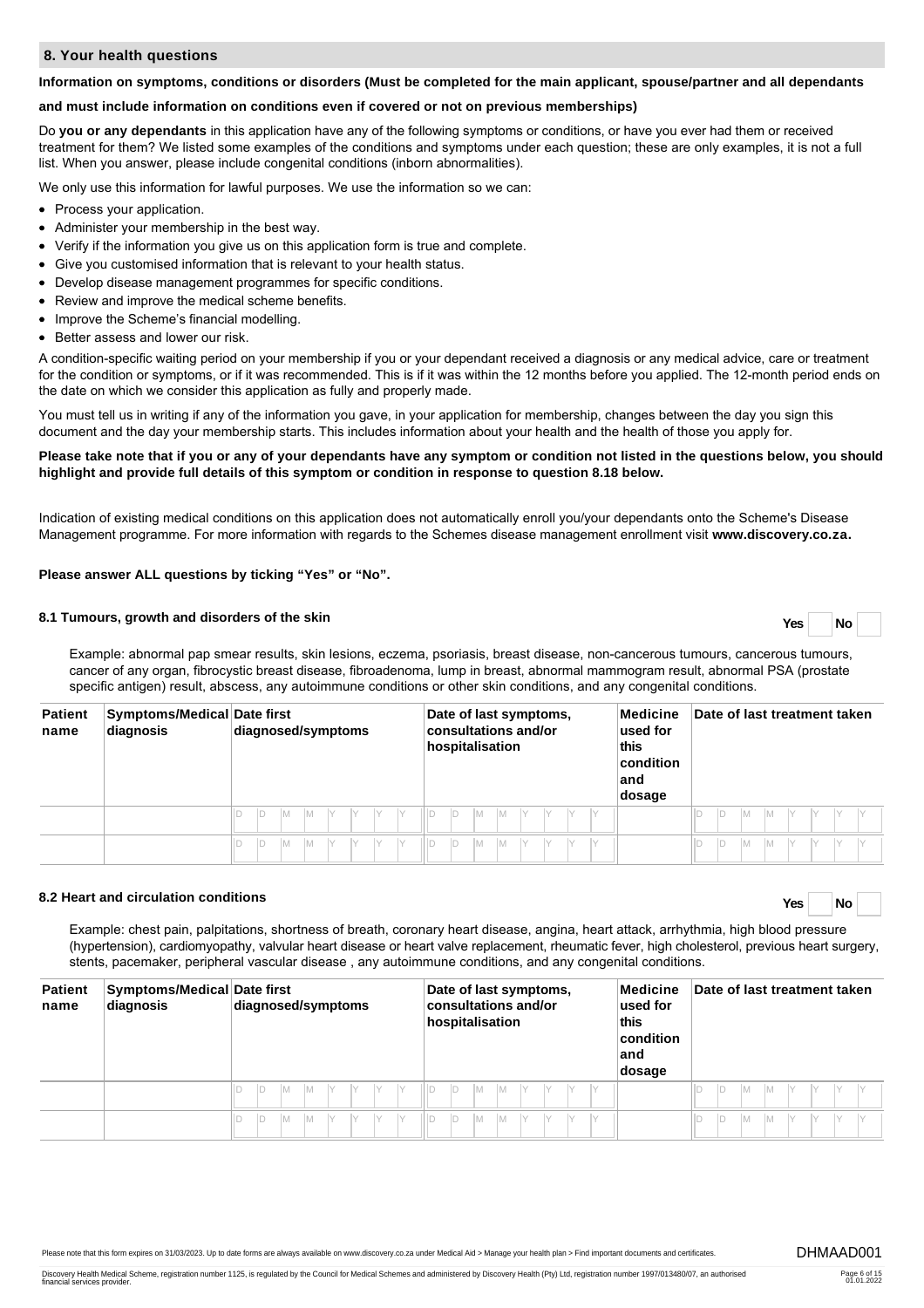## 8. Your health questions

**Information on symptoms, conditions or disorders (Must be completed for the main applicant, spouse/partner and all dependants and must include information on conditions even if covered or not on previous memberships)**

Do **you or any dependants** in this application have any of the following symptoms or conditions, or have you ever had them or received treatment for them? We listed some examples of the conditions and symptoms under each question; these are only examples, it is not a full list. When you answer, please include congenital conditions (inborn abnormalities).

We only use this information for lawful purposes. We use the information so we can:

- Process your application.
- Administer your membership in the best way.
- Verify if the information you give us on this application form is true and complete.
- Give you customised information that is relevant to your health status.
- Develop disease management programmes for specific conditions.
- Review and improve the medical scheme benefits.
- Improve the Scheme's financial modelling.
- Better assess and lower our risk.

A condition-specific waiting period on your membership if you or your dependant received a diagnosis or any medical advice, care or treatment for the condition or symptoms, or if it was recommended. This is if it was within the 12 months before you applied. The 12-month period ends on the date on which we consider this application as fully and properly made.

You must tell us in writing if any of the information you gave, in your application for membership, changes between the day you sign this document and the day your membership starts. This includes information about your health and the health of those you apply for.

**Please take note that if you or any of your dependants have any symptom or condition not listed in the questions below, you should highlight and provide full details of this symptom or condition in response to question 8.18 below.**

Indication of existing medical conditions on this application does not automatically enroll you/your dependants onto the Scheme's Disease Management programme. For more information with regards to the Schemes disease management enrollment visit **www.discovery.co.za.**

**Please answer ALL questions by ticking "Yes" or "No".**

### 8.1 Tumours, growth and disorders of the skin

**Yes** ☐ **No** ☐

Example: abnormal pap smear results, skin lesions, eczema, psoriasis, breast disease, non-cancerous tumours, cancerous tumours, cancer of any organ, fibrocystic breast disease, fibroadenoma, lump in breast, abnormal mammogram result, abnormal PSA (prostate specific antigen) result, abscess, any autoimmune conditions or other skin conditions, and any congenital conditions.

| Patient name | Symptoms/Medical diagnosis | Date first diagnosed/symptoms | Date of last symptoms, consultations and/or hospitalisation | Medicine used for this condition and dosage | Date of last treatment taken |
|---|---|---|---|---|---|
| | | D D M M Y Y Y Y | D D M M Y Y Y Y | | D D M M Y Y Y Y |
| | | D D M M Y Y Y Y | D D M M Y Y Y Y | | D D M M Y Y Y Y |

### 8.2 Heart and circulation conditions

**Yes** ☐ **No** ☐

Example: chest pain, palpitations, shortness of breath, coronary heart disease, angina, heart attack, arrhythmia, high blood pressure (hypertension), cardiomyopathy, valvular heart disease or heart valve replacement, rheumatic fever, high cholesterol, previous heart surgery, stents, pacemaker, peripheral vascular disease , any autoimmune conditions, and any congenital conditions.

| Patient name | Symptoms/Medical diagnosis | Date first diagnosed/symptoms | Date of last symptoms, consultations and/or hospitalisation | Medicine used for this condition and dosage | Date of last treatment taken |
|---|---|---|---|---|---|
| | | D D M M Y Y Y Y | D D M M Y Y Y Y | | D D M M Y Y Y Y |
| | | D D M M Y Y Y Y | D D M M Y Y Y Y | | D D M M Y Y Y Y |

Please note that this form expires on 31/03/2023. Up to date forms are always available on www.discovery.co.za under Medical Aid > Manage your health plan > Find important documents and certificates.

DHMAAD001

Discovery Health Medical Scheme, registration number 1125, is regulated by the Council for Medical Schemes and administered by Discovery Health (Pty) Ltd, registration number 1997/013480/07, an authorised financial services provider.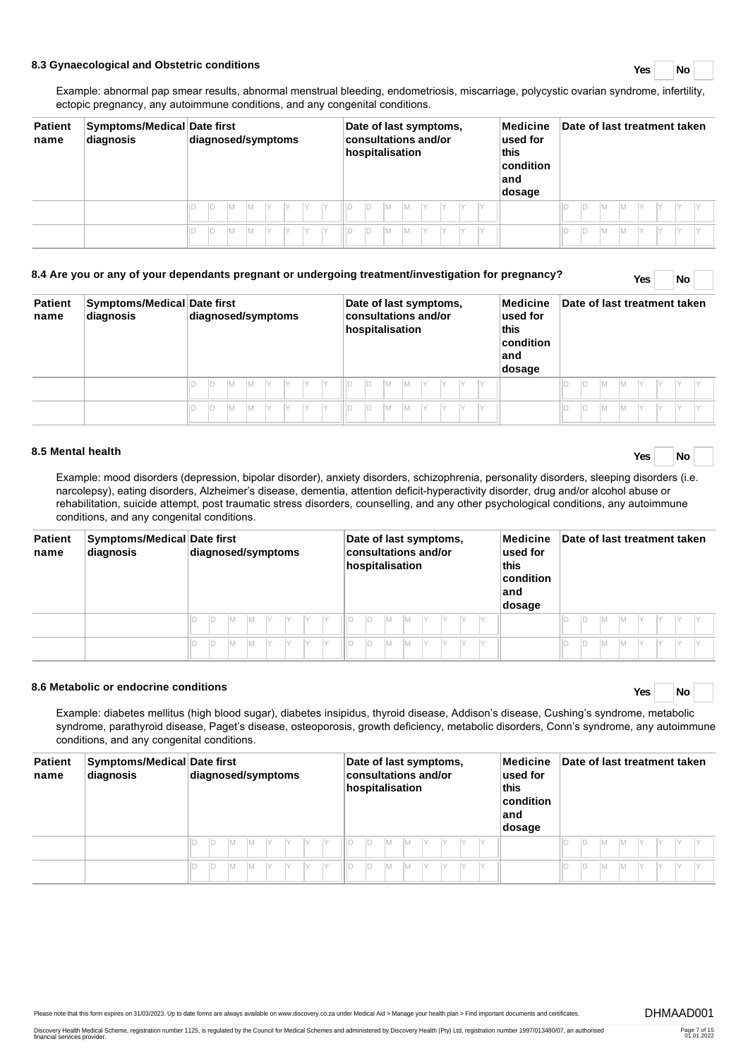### 8.3 Gynaecological and Obstetric conditions

Yes No

Example: abnormal pap smear results, abnormal menstrual bleeding, endometriosis, miscarriage, polycystic ovarian syndrome, infertility, ectopic pregnancy, any autoimmune conditions, and any congenital conditions.

| Patient name | Symptoms/Medical diagnosis | Date first diagnosed/symptoms | Date of last symptoms, consultations and/or hospitalisation | Medicine used for this condition and dosage | Date of last treatment taken |
|---|---|---|---|---|---|
| | | D D M M Y Y Y Y | D D M M Y Y Y Y | | D D M M Y Y Y Y |
| | | D D M M Y Y Y Y | D D M M Y Y Y Y | | D D M M Y Y Y Y |

### 8.4 Are you or any of your dependants pregnant or undergoing treatment/investigation for pregnancy?

Yes No

| Patient name | Symptoms/Medical diagnosis | Date first diagnosed/symptoms | Date of last symptoms, consultations and/or hospitalisation | Medicine used for this condition and dosage | Date of last treatment taken |
|---|---|---|---|---|---|
| | | D D M M Y Y Y Y | D D M M Y Y Y Y | | D D M M Y Y Y Y |
| | | D D M M Y Y Y Y | D D M M Y Y Y Y | | D D M M Y Y Y Y |

### 8.5 Mental health

Yes No

Example: mood disorders (depression, bipolar disorder), anxiety disorders, schizophrenia, personality disorders, sleeping disorders (i.e. narcolepsy), eating disorders, Alzheimer's disease, dementia, attention deficit-hyperactivity disorder, drug and/or alcohol abuse or rehabilitation, suicide attempt, post traumatic stress disorders, counselling, and any other psychological conditions, any autoimmune conditions, and any congenital conditions.

| Patient name | Symptoms/Medical diagnosis | Date first diagnosed/symptoms | Date of last symptoms, consultations and/or hospitalisation | Medicine used for this condition and dosage | Date of last treatment taken |
|---|---|---|---|---|---|
| | | D D M M Y Y Y Y | D D M M Y Y Y Y | | D D M M Y Y Y Y |
| | | D D M M Y Y Y Y | D D M M Y Y Y Y | | D D M M Y Y Y Y |

### 8.6 Metabolic or endocrine conditions

Yes No

Example: diabetes mellitus (high blood sugar), diabetes insipidus, thyroid disease, Addison's disease, Cushing's syndrome, metabolic syndrome, parathyroid disease, Paget's disease, osteoporosis, growth deficiency, metabolic disorders, Conn's syndrome, any autoimmune conditions, and any congenital conditions.

| Patient name | Symptoms/Medical diagnosis | Date first diagnosed/symptoms | Date of last symptoms, consultations and/or hospitalisation | Medicine used for this condition and dosage | Date of last treatment taken |
|---|---|---|---|---|---|
| | | D D M M Y Y Y Y | D D M M Y Y Y Y | | D D M M Y Y Y Y |
| | | D D M M Y Y Y Y | D D M M Y Y Y Y | | D D M M Y Y Y Y |

Please note that this form expires on 31/03/2023. Up to date forms are always available on www.discovery.co.za under Medical Aid > Manage your health plan > Find important documents and certificates.

DHMAAD001

Discovery Health Medical Scheme, registration number 1125, is regulated by the Council for Medical Schemes and administered by Discovery Health (Pty) Ltd, registration number 1997/013480/07, an authorised financial services provider.

01.01.2022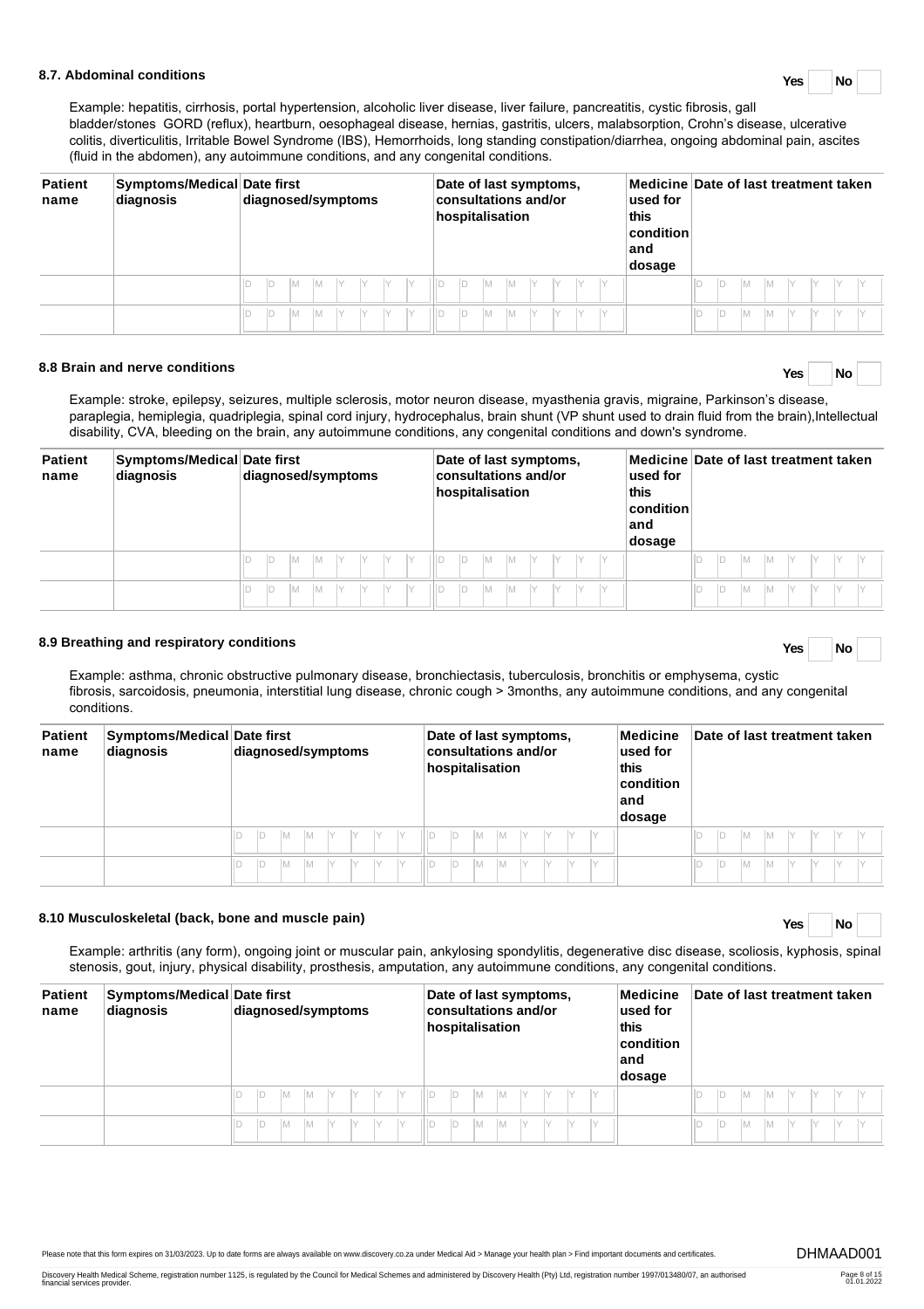### 8.7. Abdominal conditions

Yes ☐ No ☐

Example: hepatitis, cirrhosis, portal hypertension, alcoholic liver disease, liver failure, pancreatitis, cystic fibrosis, gall bladder/stones GORD (reflux), heartburn, oesophageal disease, hernias, gastritis, ulcers, malabsorption, Crohn's disease, ulcerative colitis, diverticulitis, Irritable Bowel Syndrome (IBS), Hemorrhoids, long standing constipation/diarrhea, ongoing abdominal pain, ascites (fluid in the abdomen), any autoimmune conditions, and any congenital conditions.

| Patient name | Symptoms/Medical diagnosis | Date first diagnosed/symptoms | Date of last symptoms, consultations and/or hospitalisation | Medicine used for this condition and dosage | Date of last treatment taken |
|---|---|---|---|---|---|
| | | D D M M Y Y Y Y | D D M M Y Y Y Y | | D D M M Y Y Y Y |
| | | D D M M Y Y Y Y | D D M M Y Y Y Y | | D D M M Y Y Y Y |

### 8.8 Brain and nerve conditions

Yes ☐ No ☐

Example: stroke, epilepsy, seizures, multiple sclerosis, motor neuron disease, myasthenia gravis, migraine, Parkinson's disease, paraplegia, hemiplegia, quadriplegia, spinal cord injury, hydrocephalus, brain shunt (VP shunt used to drain fluid from the brain),Intellectual disability, CVA, bleeding on the brain, any autoimmune conditions, any congenital conditions and down's syndrome.

| Patient name | Symptoms/Medical diagnosis | Date first diagnosed/symptoms | Date of last symptoms, consultations and/or hospitalisation | Medicine used for this condition and dosage | Date of last treatment taken |
|---|---|---|---|---|---|
| | | D D M M Y Y Y Y | D D M M Y Y Y Y | | D D M M Y Y Y Y |
| | | D D M M Y Y Y Y | D D M M Y Y Y Y | | D D M M Y Y Y Y |

### 8.9 Breathing and respiratory conditions

Yes ☐ No ☐

Example: asthma, chronic obstructive pulmonary disease, bronchiectasis, tuberculosis, bronchitis or emphysema, cystic fibrosis, sarcoidosis, pneumonia, interstitial lung disease, chronic cough > 3months, any autoimmune conditions, and any congenital conditions.

| Patient name | Symptoms/Medical diagnosis | Date first diagnosed/symptoms | Date of last symptoms, consultations and/or hospitalisation | Medicine used for this condition and dosage | Date of last treatment taken |
|---|---|---|---|---|---|
| | | D D M M Y Y Y Y | D D M M Y Y Y Y | | D D M M Y Y Y Y |
| | | D D M M Y Y Y Y | D D M M Y Y Y Y | | D D M M Y Y Y Y |

### 8.10 Musculoskeletal (back, bone and muscle pain)

Yes ☐ No ☐

Example: arthritis (any form), ongoing joint or muscular pain, ankylosing spondylitis, degenerative disc disease, scoliosis, kyphosis, spinal stenosis, gout, injury, physical disability, prosthesis, amputation, any autoimmune conditions, any congenital conditions.

| Patient name | Symptoms/Medical diagnosis | Date first diagnosed/symptoms | Date of last symptoms, consultations and/or hospitalisation | Medicine used for this condition and dosage | Date of last treatment taken |
|---|---|---|---|---|---|
| | | D D M M Y Y Y Y | D D M M Y Y Y Y | | D D M M Y Y Y Y |
| | | D D M M Y Y Y Y | D D M M Y Y Y Y | | D D M M Y Y Y Y |

Please note that this form expires on 31/03/2023. Up to date forms are always available on www.discovery.co.za under Medical Aid > Manage your health plan > Find important documents and certificates.

DHMAAD001

Discovery Health Medical Scheme, registration number 1125, is regulated by the Council for Medical Schemes and administered by Discovery Health (Pty) Ltd, registration number 1997/013480/07, an authorised financial services provider.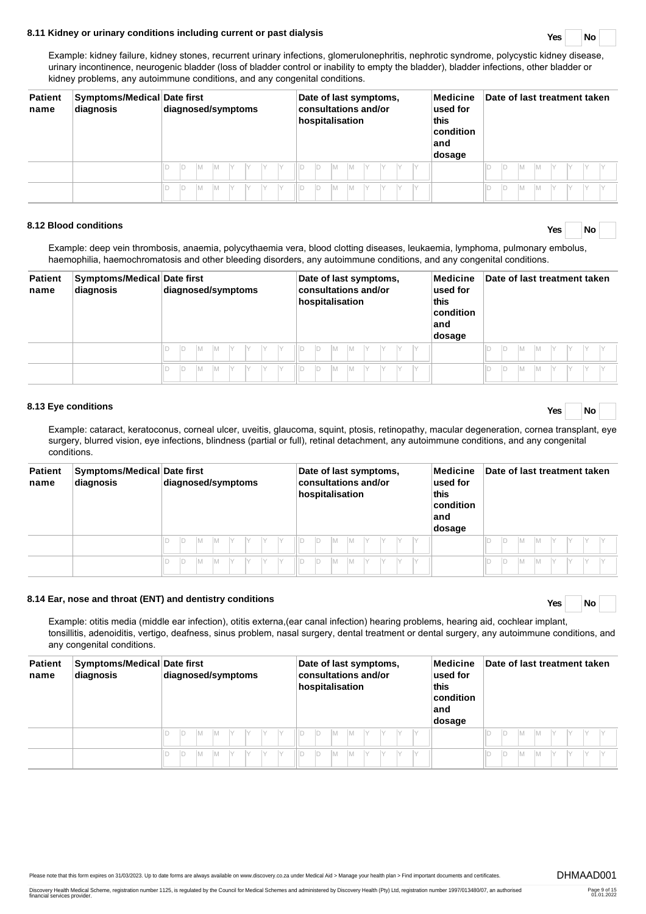### 8.11 Kidney or urinary conditions including current or past dialysis

Yes ☐ No ☐

Example: kidney failure, kidney stones, recurrent urinary infections, glomerulonephritis, nephrotic syndrome, polycystic kidney disease, urinary incontinence, neurogenic bladder (loss of bladder control or inability to empty the bladder), bladder infections, other bladder or kidney problems, any autoimmune conditions, and any congenital conditions.

| Patient name | Symptoms/Medical diagnosis | Date first diagnosed/symptoms | Date of last symptoms, consultations and/or hospitalisation | Medicine used for this condition and dosage | Date of last treatment taken |
|---|---|---|---|---|---|
| | | D D M M Y Y Y Y | D D M M Y Y Y Y | | D D M M Y Y Y Y |
| | | D D M M Y Y Y Y | D D M M Y Y Y Y | | D D M M Y Y Y Y |

### 8.12 Blood conditions

Yes ☐ No ☐

Example: deep vein thrombosis, anaemia, polycythaemia vera, blood clotting diseases, leukaemia, lymphoma, pulmonary embolus, haemophilia, haemochromatosis and other bleeding disorders, any autoimmune conditions, and any congenital conditions.

| Patient name | Symptoms/Medical diagnosis | Date first diagnosed/symptoms | Date of last symptoms, consultations and/or hospitalisation | Medicine used for this condition and dosage | Date of last treatment taken |
|---|---|---|---|---|---|
| | | D D M M Y Y Y Y | D D M M Y Y Y Y | | D D M M Y Y Y Y |
| | | D D M M Y Y Y Y | D D M M Y Y Y Y | | D D M M Y Y Y Y |

### 8.13 Eye conditions

Yes ☐ No ☐

Example: cataract, keratoconus, corneal ulcer, uveitis, glaucoma, squint, ptosis, retinopathy, macular degeneration, cornea transplant, eye surgery, blurred vision, eye infections, blindness (partial or full), retinal detachment, any autoimmune conditions, and any congenital conditions.

| Patient name | Symptoms/Medical diagnosis | Date first diagnosed/symptoms | Date of last symptoms, consultations and/or hospitalisation | Medicine used for this condition and dosage | Date of last treatment taken |
|---|---|---|---|---|---|
| | | D D M M Y Y Y Y | D D M M Y Y Y Y | | D D M M Y Y Y Y |
| | | D D M M Y Y Y Y | D D M M Y Y Y Y | | D D M M Y Y Y Y |

### 8.14 Ear, nose and throat (ENT) and dentistry conditions

Yes ☐ No ☐

Example: otitis media (middle ear infection), otitis externa,(ear canal infection) hearing problems, hearing aid, cochlear implant, tonsillitis, adenoiditis, vertigo, deafness, sinus problem, nasal surgery, dental treatment or dental surgery, any autoimmune conditions, and any congenital conditions.

| Patient name | Symptoms/Medical diagnosis | Date first diagnosed/symptoms | Date of last symptoms, consultations and/or hospitalisation | Medicine used for this condition and dosage | Date of last treatment taken |
|---|---|---|---|---|---|
| | | D D M M Y Y Y Y | D D M M Y Y Y Y | | D D M M Y Y Y Y |
| | | D D M M Y Y Y Y | D D M M Y Y Y Y | | D D M M Y Y Y Y |

Please note that this form expires on 31/03/2023. Up to date forms are always available on www.discovery.co.za under Medical Aid > Manage your health plan > Find important documents and certificates.

DHMAAD001

Discovery Health Medical Scheme, registration number 1125, is regulated by the Council for Medical Schemes and administered by Discovery Health (Pty) Ltd, registration number 1997/013480/07, an authorised financial services provider.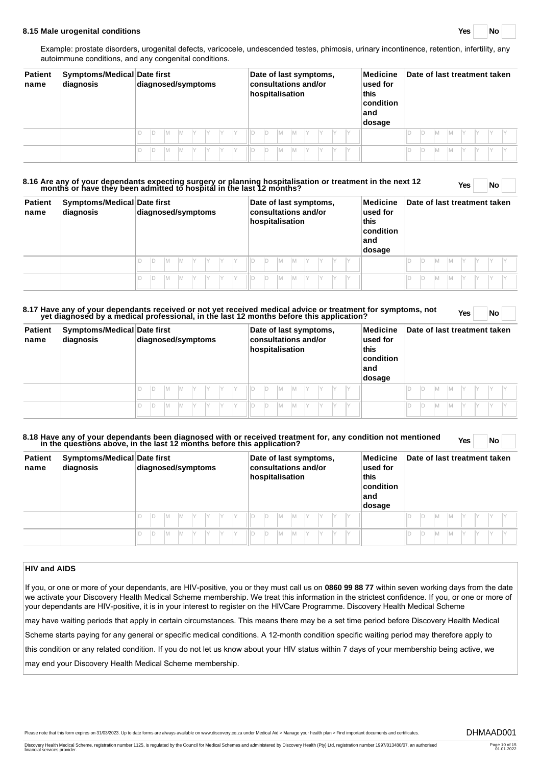**8.15 Male urogenital conditions** Yes ☐ No ☐

Example: prostate disorders, urogenital defects, varicocele, undescended testes, phimosis, urinary incontinence, retention, infertility, any autoimmune conditions, and any congenital conditions.

| Patient name | Symptoms/Medical diagnosis | Date first diagnosed/symptoms | Date of last symptoms, consultations and/or hospitalisation | Medicine used for this condition and dosage | Date of last treatment taken |
|---|---|---|---|---|---|
| | | D D M M Y Y Y Y | D D M M Y Y Y Y | | D D M M Y Y Y Y |
| | | D D M M Y Y Y Y | D D M M Y Y Y Y | | D D M M Y Y Y Y |

**8.16 Are any of your dependants expecting surgery or planning hospitalisation or treatment in the next 12 months or have they been admitted to hospital in the last 12 months?** Yes ☐ No ☐

| Patient name | Symptoms/Medical diagnosis | Date first diagnosed/symptoms | Date of last symptoms, consultations and/or hospitalisation | Medicine used for this condition and dosage | Date of last treatment taken |
|---|---|---|---|---|---|
| | | D D M M Y Y Y Y | D D M M Y Y Y Y | | D D M M Y Y Y Y |
| | | D D M M Y Y Y Y | D D M M Y Y Y Y | | D D M M Y Y Y Y |

**8.17 Have any of your dependants received or not yet received medical advice or treatment for symptoms, not yet diagnosed by a medical professional, in the last 12 months before this application?** Yes ☐ No ☐

| Patient name | Symptoms/Medical diagnosis | Date first diagnosed/symptoms | Date of last symptoms, consultations and/or hospitalisation | Medicine used for this condition and dosage | Date of last treatment taken |
|---|---|---|---|---|---|
| | | D D M M Y Y Y Y | D D M M Y Y Y Y | | D D M M Y Y Y Y |
| | | D D M M Y Y Y Y | D D M M Y Y Y Y | | D D M M Y Y Y Y |

**8.18 Have any of your dependants been diagnosed with or received treatment for, any condition not mentioned in the questions above, in the last 12 months before this application?** Yes ☐ No ☐

| Patient name | Symptoms/Medical diagnosis | Date first diagnosed/symptoms | Date of last symptoms, consultations and/or hospitalisation | Medicine used for this condition and dosage | Date of last treatment taken |
|---|---|---|---|---|---|
| | | D D M M Y Y Y Y | D D M M Y Y Y Y | | D D M M Y Y Y Y |
| | | D D M M Y Y Y Y | D D M M Y Y Y Y | | D D M M Y Y Y Y |

**HIV and AIDS**

If you, or one or more of your dependants, are HIV-positive, you or they must call us on **0860 99 88 77** within seven working days from the date we activate your Discovery Health Medical Scheme membership. We treat this information in the strictest confidence. If you, or one or more of your dependants are HIV-positive, it is in your interest to register on the HIVCare Programme. Discovery Health Medical Scheme may have waiting periods that apply in certain circumstances. This means there may be a set time period before Discovery Health Medical Scheme starts paying for any general or specific medical conditions. A 12-month condition specific waiting period may therefore apply to this condition or any related condition. If you do not let us know about your HIV status within 7 days of your membership being active, we may end your Discovery Health Medical Scheme membership.

Please note that this form expires on 31/03/2023. Up to date forms are always available on www.discovery.co.za under Medical Aid > Manage your health plan > Find important documents and certificates.

DHMAAD001

Discovery Health Medical Scheme, registration number 1125, is regulated by the Council for Medical Schemes and administered by Discovery Health (Pty) Ltd, registration number 1997/013480/07, an authorised financial services provider.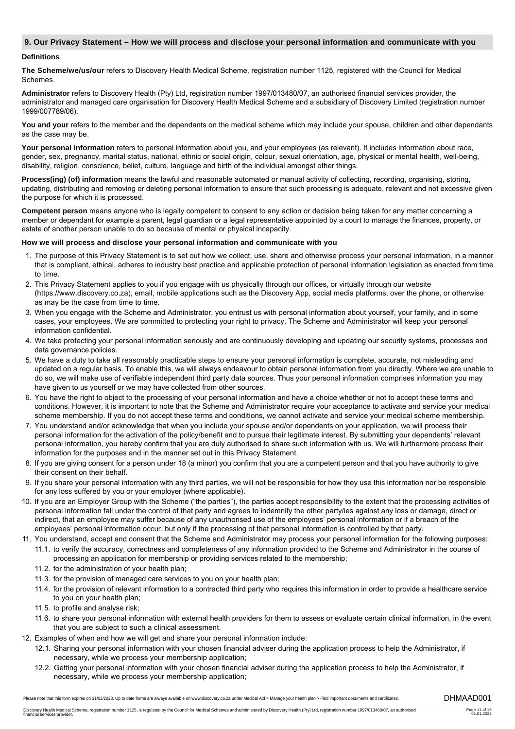## 9. Our Privacy Statement – How we will process and disclose your personal information and communicate with you

### Definitions

**The Scheme/we/us/our** refers to Discovery Health Medical Scheme, registration number 1125, registered with the Council for Medical Schemes.

**Administrator** refers to Discovery Health (Pty) Ltd, registration number 1997/013480/07, an authorised financial services provider, the administrator and managed care organisation for Discovery Health Medical Scheme and a subsidiary of Discovery Limited (registration number 1999/007789/06).

**You and your** refers to the member and the dependants on the medical scheme which may include your spouse, children and other dependants as the case may be.

**Your personal information** refers to personal information about you, and your employees (as relevant). It includes information about race, gender, sex, pregnancy, marital status, national, ethnic or social origin, colour, sexual orientation, age, physical or mental health, well-being, disability, religion, conscience, belief, culture, language and birth of the individual amongst other things.

**Process(ing) (of) information** means the lawful and reasonable automated or manual activity of collecting, recording, organising, storing, updating, distributing and removing or deleting personal information to ensure that such processing is adequate, relevant and not excessive given the purpose for which it is processed.

**Competent person** means anyone who is legally competent to consent to any action or decision being taken for any matter concerning a member or dependant for example a parent, legal guardian or a legal representative appointed by a court to manage the finances, property, or estate of another person unable to do so because of mental or physical incapacity.

### How we will process and disclose your personal information and communicate with you

1. The purpose of this Privacy Statement is to set out how we collect, use, share and otherwise process your personal information, in a manner that is compliant, ethical, adheres to industry best practice and applicable protection of personal information legislation as enacted from time to time.
2. This Privacy Statement applies to you if you engage with us physically through our offices, or virtually through our website (https://www.discovery.co.za), email, mobile applications such as the Discovery App, social media platforms, over the phone, or otherwise as may be the case from time to time.
3. When you engage with the Scheme and Administrator, you entrust us with personal information about yourself, your family, and in some cases, your employees. We are committed to protecting your right to privacy. The Scheme and Administrator will keep your personal information confidential.
4. We take protecting your personal information seriously and are continuously developing and updating our security systems, processes and data governance policies.
5. We have a duty to take all reasonably practicable steps to ensure your personal information is complete, accurate, not misleading and updated on a regular basis. To enable this, we will always endeavour to obtain personal information from you directly. Where we are unable to do so, we will make use of verifiable independent third party data sources. Thus your personal information comprises information you may have given to us yourself or we may have collected from other sources.
6. You have the right to object to the processing of your personal information and have a choice whether or not to accept these terms and conditions. However, it is important to note that the Scheme and Administrator require your acceptance to activate and service your medical scheme membership. If you do not accept these terms and conditions, we cannot activate and service your medical scheme membership.
7. You understand and/or acknowledge that when you include your spouse and/or dependents on your application, we will process their personal information for the activation of the policy/benefit and to pursue their legitimate interest. By submitting your dependents' relevant personal information, you hereby confirm that you are duly authorised to share such information with us. We will furthermore process their information for the purposes and in the manner set out in this Privacy Statement.
8. If you are giving consent for a person under 18 (a minor) you confirm that you are a competent person and that you have authority to give their consent on their behalf.
9. If you share your personal information with any third parties, we will not be responsible for how they use this information nor be responsible for any loss suffered by you or your employer (where applicable).
10. If you are an Employer Group with the Scheme ("the parties"), the parties accept responsibility to the extent that the processing activities of personal information fall under the control of that party and agrees to indemnify the other party/ies against any loss or damage, direct or indirect, that an employee may suffer because of any unauthorised use of the employees' personal information or if a breach of the employees' personal information occur, but only if the processing of that personal information is controlled by that party.
11. You understand, accept and consent that the Scheme and Administrator may process your personal information for the following purposes:
    - 11.1. to verify the accuracy, correctness and completeness of any information provided to the Scheme and Administrator in the course of processing an application for membership or providing services related to the membership;
    - 11.2. for the administration of your health plan;
    - 11.3. for the provision of managed care services to you on your health plan;
    - 11.4. for the provision of relevant information to a contracted third party who requires this information in order to provide a healthcare service to you on your health plan;
    - 11.5. to profile and analyse risk;
    - 11.6. to share your personal information with external health providers for them to assess or evaluate certain clinical information, in the event that you are subject to such a clinical assessment.
12. Examples of when and how we will get and share your personal information include:
    - 12.1. Sharing your personal information with your chosen financial adviser during the application process to help the Administrator, if necessary, while we process your membership application;
    - 12.2. Getting your personal information with your chosen financial adviser during the application process to help the Administrator, if necessary, while we process your membership application;

Please note that this form expires on 31/03/2023. Up to date forms are always available on www.discovery.co.za under Medical Aid > Manage your health plan > Find important documents and certificates.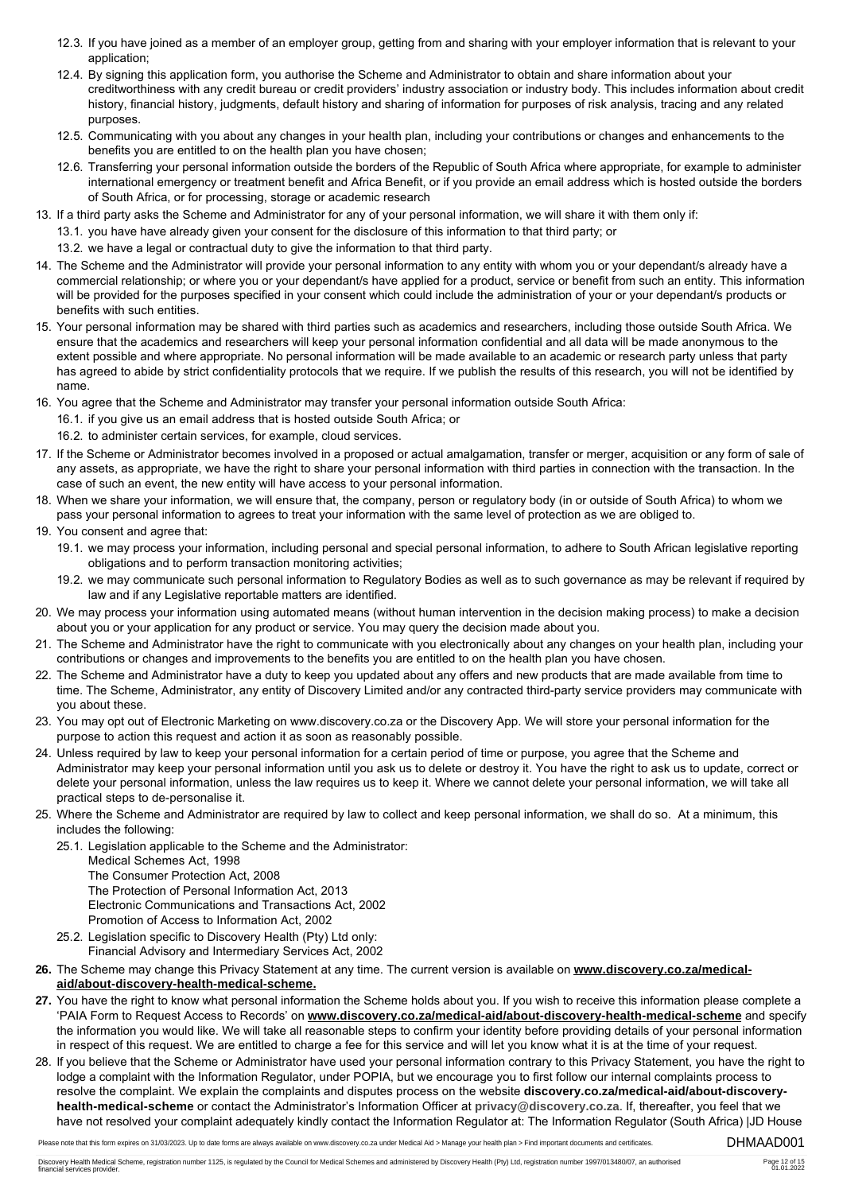12.3. If you have joined as a member of an employer group, getting from and sharing with your employer information that is relevant to your application;

12.4. By signing this application form, you authorise the Scheme and Administrator to obtain and share information about your creditworthiness with any credit bureau or credit providers' industry association or industry body. This includes information about credit history, financial history, judgments, default history and sharing of information for purposes of risk analysis, tracing and any related purposes.

12.5. Communicating with you about any changes in your health plan, including your contributions or changes and enhancements to the benefits you are entitled to on the health plan you have chosen;

12.6. Transferring your personal information outside the borders of the Republic of South Africa where appropriate, for example to administer international emergency or treatment benefit and Africa Benefit, or if you provide an email address which is hosted outside the borders of South Africa, or for processing, storage or academic research

13. If a third party asks the Scheme and Administrator for any of your personal information, we will share it with them only if:

    13.1. you have have already given your consent for the disclosure of this information to that third party; or

    13.2. we have a legal or contractual duty to give the information to that third party.

14. The Scheme and the Administrator will provide your personal information to any entity with whom you or your dependant/s already have a commercial relationship; or where you or your dependant/s have applied for a product, service or benefit from such an entity. This information will be provided for the purposes specified in your consent which could include the administration of your or your dependant/s products or benefits with such entities.

15. Your personal information may be shared with third parties such as academics and researchers, including those outside South Africa. We ensure that the academics and researchers will keep your personal information confidential and all data will be made anonymous to the extent possible and where appropriate. No personal information will be made available to an academic or research party unless that party has agreed to abide by strict confidentiality protocols that we require. If we publish the results of this research, you will not be identified by name.

16. You agree that the Scheme and Administrator may transfer your personal information outside South Africa:

    16.1. if you give us an email address that is hosted outside South Africa; or

    16.2. to administer certain services, for example, cloud services.

17. If the Scheme or Administrator becomes involved in a proposed or actual amalgamation, transfer or merger, acquisition or any form of sale of any assets, as appropriate, we have the right to share your personal information with third parties in connection with the transaction. In the case of such an event, the new entity will have access to your personal information.

18. When we share your information, we will ensure that, the company, person or regulatory body (in or outside of South Africa) to whom we pass your personal information agrees to treat your information with the same level of protection as we are obliged to.

19. You consent and agree that:

    19.1. we may process your information, including personal and special personal information, to adhere to South African legislative reporting obligations and to perform transaction monitoring activities;

    19.2. we may communicate such personal information to Regulatory Bodies as well as to such governance as may be relevant if required by law and if any Legislative reportable matters are identified.

20. We may process your information using automated means (without human intervention in the decision making process) to make a decision about you or your application for any product or service. You may query the decision made about you.

21. The Scheme and Administrator have the right to communicate with you electronically about any changes on your health plan, including your contributions or changes and improvements to the benefits you are entitled to on the health plan you have chosen.

22. The Scheme and Administrator have a duty to keep you updated about any offers and new products that are made available from time to time. The Scheme, Administrator, any entity of Discovery Limited and/or any contracted third-party service providers may communicate with you about these.

23. You may opt out of Electronic Marketing on www.discovery.co.za or the Discovery App. We will store your personal information for the purpose to action this request and action it as soon as reasonably possible.

24. Unless required by law to keep your personal information for a certain period of time or purpose, you agree that the Scheme and Administrator may keep your personal information until you ask us to delete or destroy it. You have the right to ask us to update, correct or delete your personal information, unless the law requires us to keep it. Where we cannot delete your personal information, we will take all practical steps to de-personalise it.

25. Where the Scheme and Administrator are required by law to collect and keep personal information, we shall do so. At a minimum, this includes the following:

    25.1. Legislation applicable to the Scheme and the Administrator:
    Medical Schemes Act, 1998
    The Consumer Protection Act, 2008
    The Protection of Personal Information Act, 2013
    Electronic Communications and Transactions Act, 2002
    Promotion of Access to Information Act, 2002

    25.2. Legislation specific to Discovery Health (Pty) Ltd only:
    Financial Advisory and Intermediary Services Act, 2002

**26.** The Scheme may change this Privacy Statement at any time. The current version is available on **www.discovery.co.za/medical-aid/about-discovery-health-medical-scheme.**

**27.** You have the right to know what personal information the Scheme holds about you. If you wish to receive this information please complete a 'PAIA Form to Request Access to Records' on **www.discovery.co.za/medical-aid/about-discovery-health-medical-scheme** and specify the information you would like. We will take all reasonable steps to confirm your identity before providing details of your personal information in respect of this request. We are entitled to charge a fee for this service and will let you know what it is at the time of your request.

28. If you believe that the Scheme or Administrator have used your personal information contrary to this Privacy Statement, you have the right to lodge a complaint with the Information Regulator, under POPIA, but we encourage you to first follow our internal complaints process to resolve the complaint. We explain the complaints and disputes process on the website **discovery.co.za/medical-aid/about-discovery-health-medical-scheme** or contact the Administrator's Information Officer at **privacy@discovery.co.za**. If, thereafter, you feel that we have not resolved your complaint adequately kindly contact the Information Regulator at: The Information Regulator (South Africa) |JD House

Please note that this form expires on 31/03/2023. Up to date forms are always available on www.discovery.co.za under Medical Aid > Manage your health plan > Find important documents and certificates.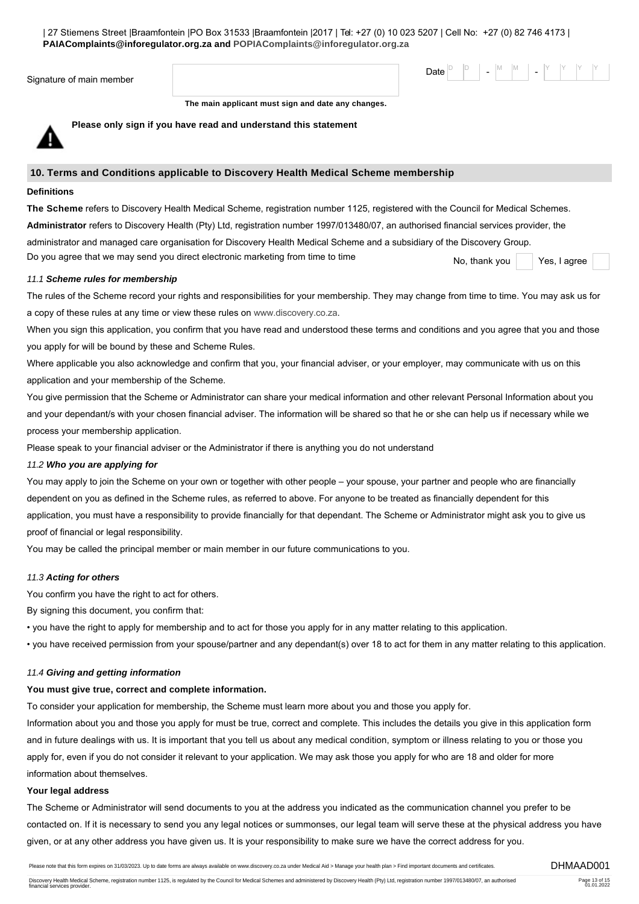| 27 Stiemens Street |Braamfontein |PO Box 31533 |Braamfontein |2017 | Tel: +27 (0) 10 023 5207 | Cell No: +27 (0) 82 746 4173 | **PAIAComplaints@inforegulator.org.za and POPIAComplaints@inforegulator.org.za**

Signature of main member ______________________ Date D D - M M - Y Y Y Y

**The main applicant must sign and date any changes.**

**Please only sign if you have read and understand this statement**

## 10. Terms and Conditions applicable to Discovery Health Medical Scheme membership

**Definitions**

**The Scheme** refers to Discovery Health Medical Scheme, registration number 1125, registered with the Council for Medical Schemes.

**Administrator** refers to Discovery Health (Pty) Ltd, registration number 1997/013480/07, an authorised financial services provider, the administrator and managed care organisation for Discovery Health Medical Scheme and a subsidiary of the Discovery Group.

Do you agree that we may send you direct electronic marketing from time to time — No, thank you ☐ Yes, I agree ☐

*11.1* ***Scheme rules for membership***

The rules of the Scheme record your rights and responsibilities for your membership. They may change from time to time. You may ask us for a copy of these rules at any time or view these rules on www.discovery.co.za.

When you sign this application, you confirm that you have read and understood these terms and conditions and you agree that you and those you apply for will be bound by these and Scheme Rules.

Where applicable you also acknowledge and confirm that you, your financial adviser, or your employer, may communicate with us on this application and your membership of the Scheme.

You give permission that the Scheme or Administrator can share your medical information and other relevant Personal Information about you and your dependant/s with your chosen financial adviser. The information will be shared so that he or she can help us if necessary while we process your membership application.

Please speak to your financial adviser or the Administrator if there is anything you do not understand

*11.2* ***Who you are applying for***

You may apply to join the Scheme on your own or together with other people – your spouse, your partner and people who are financially dependent on you as defined in the Scheme rules, as referred to above. For anyone to be treated as financially dependent for this application, you must have a responsibility to provide financially for that dependant. The Scheme or Administrator might ask you to give us proof of financial or legal responsibility.

You may be called the principal member or main member in our future communications to you.

*11.3* ***Acting for others***

You confirm you have the right to act for others.

By signing this document, you confirm that:

- you have the right to apply for membership and to act for those you apply for in any matter relating to this application.
- you have received permission from your spouse/partner and any dependant(s) over 18 to act for them in any matter relating to this application.

*11.4* ***Giving and getting information***

**You must give true, correct and complete information.**

To consider your application for membership, the Scheme must learn more about you and those you apply for.

Information about you and those you apply for must be true, correct and complete. This includes the details you give in this application form and in future dealings with us. It is important that you tell us about any medical condition, symptom or illness relating to you or those you apply for, even if you do not consider it relevant to your application. We may ask those you apply for who are 18 and older for more information about themselves.

**Your legal address**

The Scheme or Administrator will send documents to you at the address you indicated as the communication channel you prefer to be contacted on. If it is necessary to send you any legal notices or summonses, our legal team will serve these at the physical address you have given, or at any other address you have given us. It is your responsibility to make sure we have the correct address for you.

Please note that this form expires on 31/03/2023. Up to date forms are always available on www.discovery.co.za under Medical Aid > Manage your health plan > Find important documents and certificates.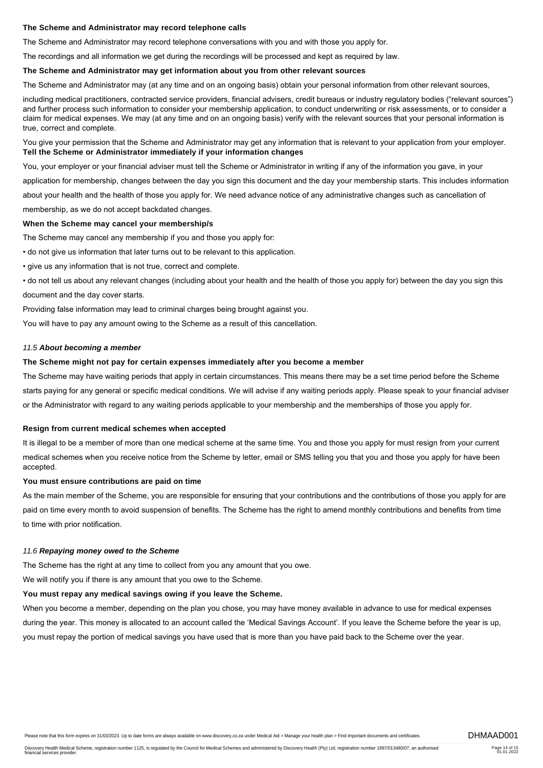**The Scheme and Administrator may record telephone calls**

The Scheme and Administrator may record telephone conversations with you and with those you apply for.

The recordings and all information we get during the recordings will be processed and kept as required by law.

**The Scheme and Administrator may get information about you from other relevant sources**

The Scheme and Administrator may (at any time and on an ongoing basis) obtain your personal information from other relevant sources,

including medical practitioners, contracted service providers, financial advisers, credit bureaus or industry regulatory bodies ("relevant sources") and further process such information to consider your membership application, to conduct underwriting or risk assessments, or to consider a claim for medical expenses. We may (at any time and on an ongoing basis) verify with the relevant sources that your personal information is true, correct and complete.

You give your permission that the Scheme and Administrator may get any information that is relevant to your application from your employer.

**Tell the Scheme or Administrator immediately if your information changes**

You, your employer or your financial adviser must tell the Scheme or Administrator in writing if any of the information you gave, in your application for membership, changes between the day you sign this document and the day your membership starts. This includes information about your health and the health of those you apply for. We need advance notice of any administrative changes such as cancellation of membership, as we do not accept backdated changes.

**When the Scheme may cancel your membership/s**

The Scheme may cancel any membership if you and those you apply for:

- do not give us information that later turns out to be relevant to this application.
- give us any information that is not true, correct and complete.
- do not tell us about any relevant changes (including about your health and the health of those you apply for) between the day you sign this document and the day cover starts.

Providing false information may lead to criminal charges being brought against you.

You will have to pay any amount owing to the Scheme as a result of this cancellation.

### *11.5* ***About becoming a member***

**The Scheme might not pay for certain expenses immediately after you become a member**

The Scheme may have waiting periods that apply in certain circumstances. This means there may be a set time period before the Scheme starts paying for any general or specific medical conditions. We will advise if any waiting periods apply. Please speak to your financial adviser or the Administrator with regard to any waiting periods applicable to your membership and the memberships of those you apply for.

**Resign from current medical schemes when accepted**

It is illegal to be a member of more than one medical scheme at the same time. You and those you apply for must resign from your current medical schemes when you receive notice from the Scheme by letter, email or SMS telling you that you and those you apply for have been accepted.

**You must ensure contributions are paid on time**

As the main member of the Scheme, you are responsible for ensuring that your contributions and the contributions of those you apply for are paid on time every month to avoid suspension of benefits. The Scheme has the right to amend monthly contributions and benefits from time to time with prior notification.

### *11.6* ***Repaying money owed to the Scheme***

The Scheme has the right at any time to collect from you any amount that you owe.

We will notify you if there is any amount that you owe to the Scheme.

**You must repay any medical savings owing if you leave the Scheme.**

When you become a member, depending on the plan you chose, you may have money available in advance to use for medical expenses during the year. This money is allocated to an account called the 'Medical Savings Account'. If you leave the Scheme before the year is up, you must repay the portion of medical savings you have used that is more than you have paid back to the Scheme over the year.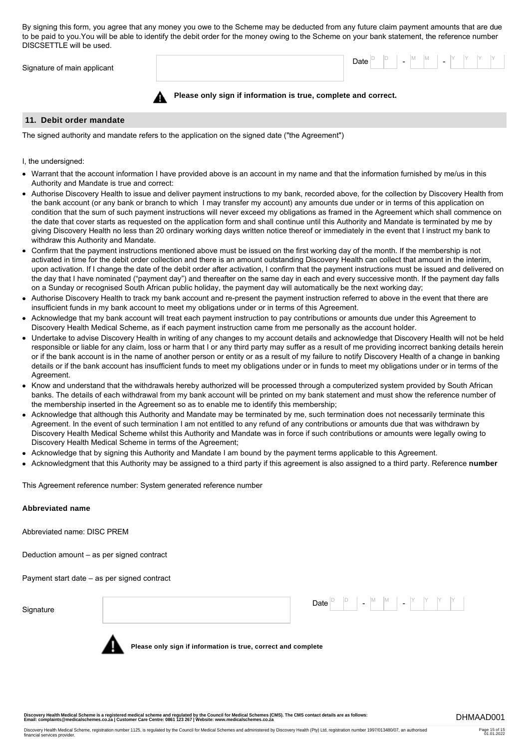By signing this form, you agree that any money you owe to the Scheme may be deducted from any future claim payment amounts that are due to be paid to you.You will be able to identify the debit order for the money owing to the Scheme on your bank statement, the reference number DISCSETTLE will be used.

Signature of main applicant

Date D D - M M - Y Y Y Y

**Please only sign if information is true, complete and correct.**

## 11. Debit order mandate

The signed authority and mandate refers to the application on the signed date ("the Agreement")

I, the undersigned:

- Warrant that the account information I have provided above is an account in my name and that the information furnished by me/us in this Authority and Mandate is true and correct:
- Authorise Discovery Health to issue and deliver payment instructions to my bank, recorded above, for the collection by Discovery Health from the bank account (or any bank or branch to which I may transfer my account) any amounts due under or in terms of this application on condition that the sum of such payment instructions will never exceed my obligations as framed in the Agreement which shall commence on the date that cover starts as requested on the application form and shall continue until this Authority and Mandate is terminated by me by giving Discovery Health no less than 20 ordinary working days written notice thereof or immediately in the event that I instruct my bank to withdraw this Authority and Mandate.
- Confirm that the payment instructions mentioned above must be issued on the first working day of the month. If the membership is not activated in time for the debit order collection and there is an amount outstanding Discovery Health can collect that amount in the interim, upon activation. If I change the date of the debit order after activation, I confirm that the payment instructions must be issued and delivered on the day that I have nominated ("payment day") and thereafter on the same day in each and every successive month. If the payment day falls on a Sunday or recognised South African public holiday, the payment day will automatically be the next working day;
- Authorise Discovery Health to track my bank account and re-present the payment instruction referred to above in the event that there are insufficient funds in my bank account to meet my obligations under or in terms of this Agreement.
- Acknowledge that my bank account will treat each payment instruction to pay contributions or amounts due under this Agreement to Discovery Health Medical Scheme, as if each payment instruction came from me personally as the account holder.
- Undertake to advise Discovery Health in writing of any changes to my account details and acknowledge that Discovery Health will not be held responsible or liable for any claim, loss or harm that I or any third party may suffer as a result of me providing incorrect banking details herein or if the bank account is in the name of another person or entity or as a result of my failure to notify Discovery Health of a change in banking details or if the bank account has insufficient funds to meet my obligations under or in funds to meet my obligations under or in terms of the Agreement.
- Know and understand that the withdrawals hereby authorized will be processed through a computerized system provided by South African banks. The details of each withdrawal from my bank account will be printed on my bank statement and must show the reference number of the membership inserted in the Agreement so as to enable me to identify this membership;
- Acknowledge that although this Authority and Mandate may be terminated by me, such termination does not necessarily terminate this Agreement. In the event of such termination I am not entitled to any refund of any contributions or amounts due that was withdrawn by Discovery Health Medical Scheme whilst this Authority and Mandate was in force if such contributions or amounts were legally owing to Discovery Health Medical Scheme in terms of the Agreement;
- Acknowledge that by signing this Authority and Mandate I am bound by the payment terms applicable to this Agreement.
- Acknowledgment that this Authority may be assigned to a third party if this agreement is also assigned to a third party. Reference **number**

This Agreement reference number: System generated reference number

**Abbreviated name**

Abbreviated name: DISC PREM

Deduction amount – as per signed contract

Payment start date – as per signed contract

Signature

Date D D - M M - Y Y Y Y

**Please only sign if information is true, correct and complete**

**Discovery Health Medical Scheme is a registered medical scheme and regulated by the Council for Medical Schemes (CMS). The CMS contact details are as follows:**
**Email: complaints@medicalschemes.co.za | Customer Care Centre: 0861 123 267 | Website: www.medicalschemes.co.za**

DHMAAD001

Discovery Health Medical Scheme, registration number 1125, is regulated by the Council for Medical Schemes and administered by Discovery Health (Pty) Ltd, registration number 1997/013480/07, an authorised financial services provider.

01.01.2022